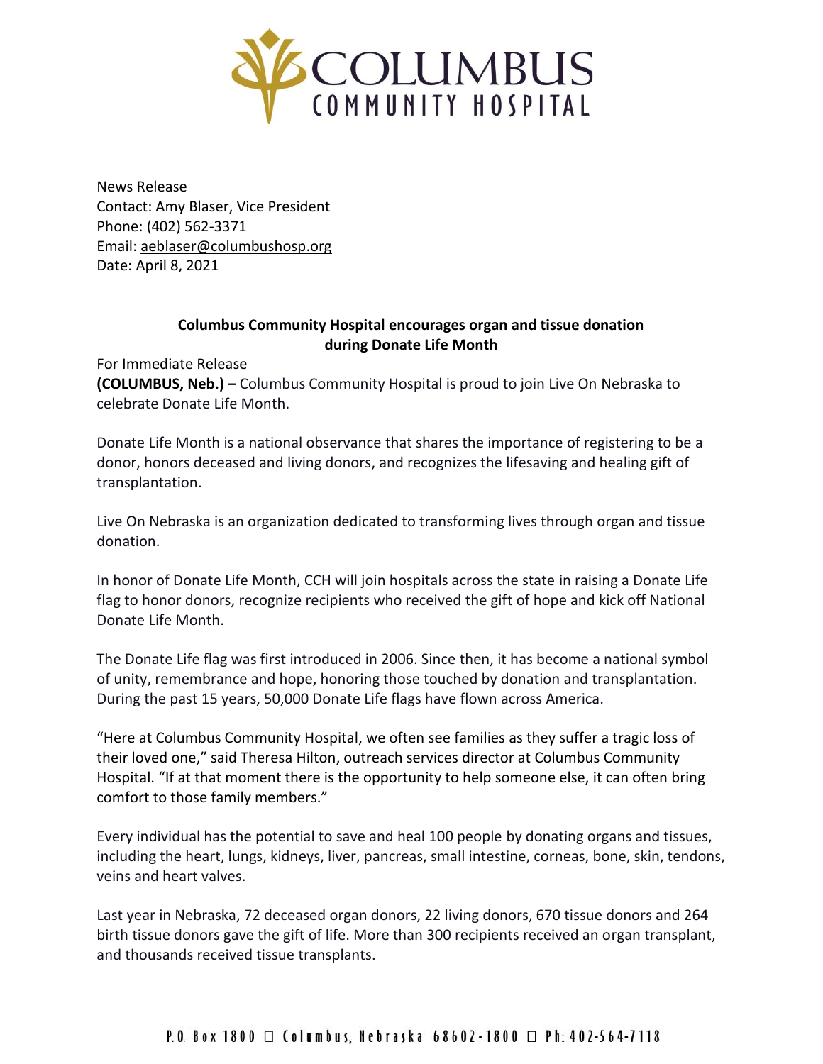News Release
Contact: Amy Blaser, Vice President
Phone: (402) 562-3371
Email: aeblaser@columbushosp.org
Date: April 8, 2021

**Columbus Community Hospital encourages organ and tissue donation during Donate Life Month**

For Immediate Release

**(COLUMBUS, Neb.) –** Columbus Community Hospital is proud to join Live On Nebraska to celebrate Donate Life Month.

Donate Life Month is a national observance that shares the importance of registering to be a donor, honors deceased and living donors, and recognizes the lifesaving and healing gift of transplantation.

Live On Nebraska is an organization dedicated to transforming lives through organ and tissue donation.

In honor of Donate Life Month, CCH will join hospitals across the state in raising a Donate Life flag to honor donors, recognize recipients who received the gift of hope and kick off National Donate Life Month.

The Donate Life flag was first introduced in 2006. Since then, it has become a national symbol of unity, remembrance and hope, honoring those touched by donation and transplantation. During the past 15 years, 50,000 Donate Life flags have flown across America.

"Here at Columbus Community Hospital, we often see families as they suffer a tragic loss of their loved one," said Theresa Hilton, outreach services director at Columbus Community Hospital. "If at that moment there is the opportunity to help someone else, it can often bring comfort to those family members."

Every individual has the potential to save and heal 100 people by donating organs and tissues, including the heart, lungs, kidneys, liver, pancreas, small intestine, corneas, bone, skin, tendons, veins and heart valves.

Last year in Nebraska, 72 deceased organ donors, 22 living donors, 670 tissue donors and 264 birth tissue donors gave the gift of life. More than 300 recipients received an organ transplant, and thousands received tissue transplants.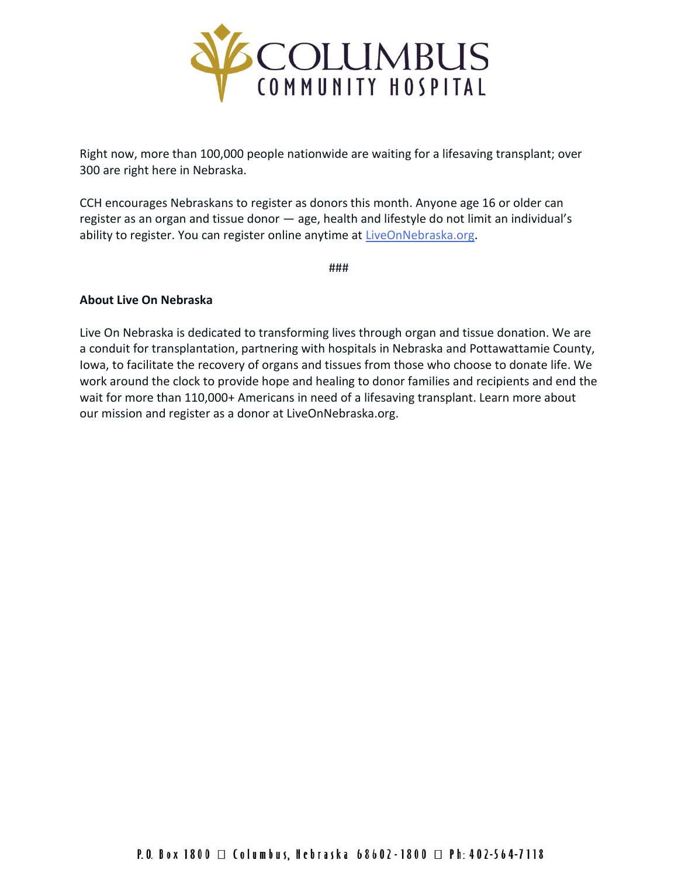Right now, more than 100,000 people nationwide are waiting for a lifesaving transplant; over 300 are right here in Nebraska.

CCH encourages Nebraskans to register as donors this month. Anyone age 16 or older can register as an organ and tissue donor — age, health and lifestyle do not limit an individual's ability to register. You can register online anytime at [LiveOnNebraska.org](LiveOnNebraska.org).

###

**About Live On Nebraska**

Live On Nebraska is dedicated to transforming lives through organ and tissue donation. We are a conduit for transplantation, partnering with hospitals in Nebraska and Pottawattamie County, Iowa, to facilitate the recovery of organs and tissues from those who choose to donate life. We work around the clock to provide hope and healing to donor families and recipients and end the wait for more than 110,000+ Americans in need of a lifesaving transplant. Learn more about our mission and register as a donor at LiveOnNebraska.org.